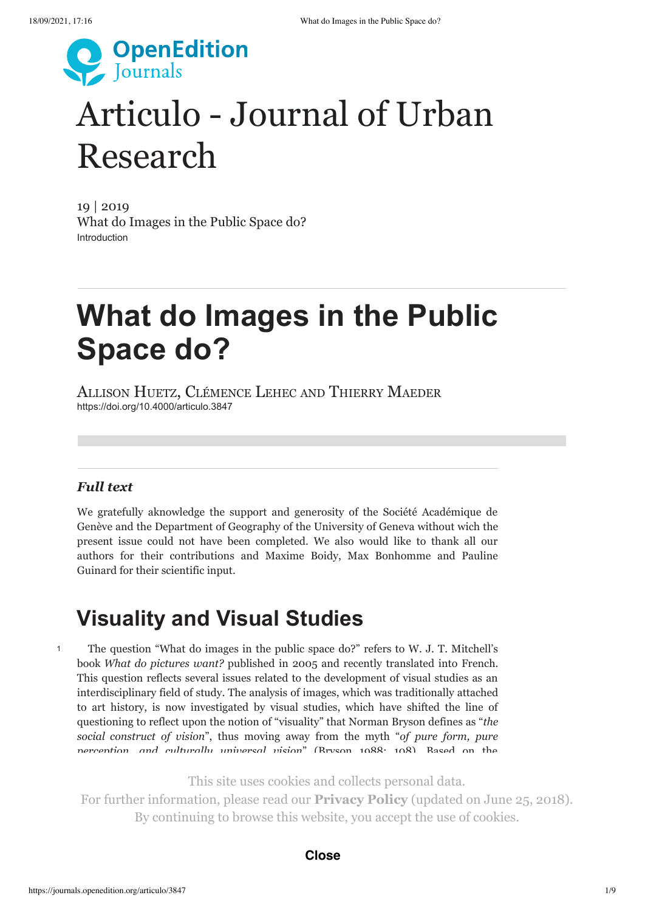# Articulo - Journal of Urban Research

19 | 2019
What do Images in the Public Space do?
Introduction

# What do Images in the Public Space do?

Allison Huetz, Clémence Lehec and Thierry Maeder
https://doi.org/10.4000/articulo.3847

***Full text***

We gratefully aknowledge the support and generosity of the Société Académique de Genève and the Department of Geography of the University of Geneva without wich the present issue could not have been completed. We also would like to thank all our authors for their contributions and Maxime Boidy, Max Bonhomme and Pauline Guinard for their scientific input.

## Visuality and Visual Studies

1 The question "What do images in the public space do?" refers to W. J. T. Mitchell's book *What do pictures want?* published in 2005 and recently translated into French. This question reflects several issues related to the development of visual studies as an interdisciplinary field of study. The analysis of images, which was traditionally attached to art history, is now investigated by visual studies, which have shifted the line of questioning to reflect upon the notion of "visuality" that Norman Bryson defines as "*the social construct of vision*", thus moving away from the myth "*of pure form, pure perception, and culturally universal vision*" (Bryson 1988: 108). Based on the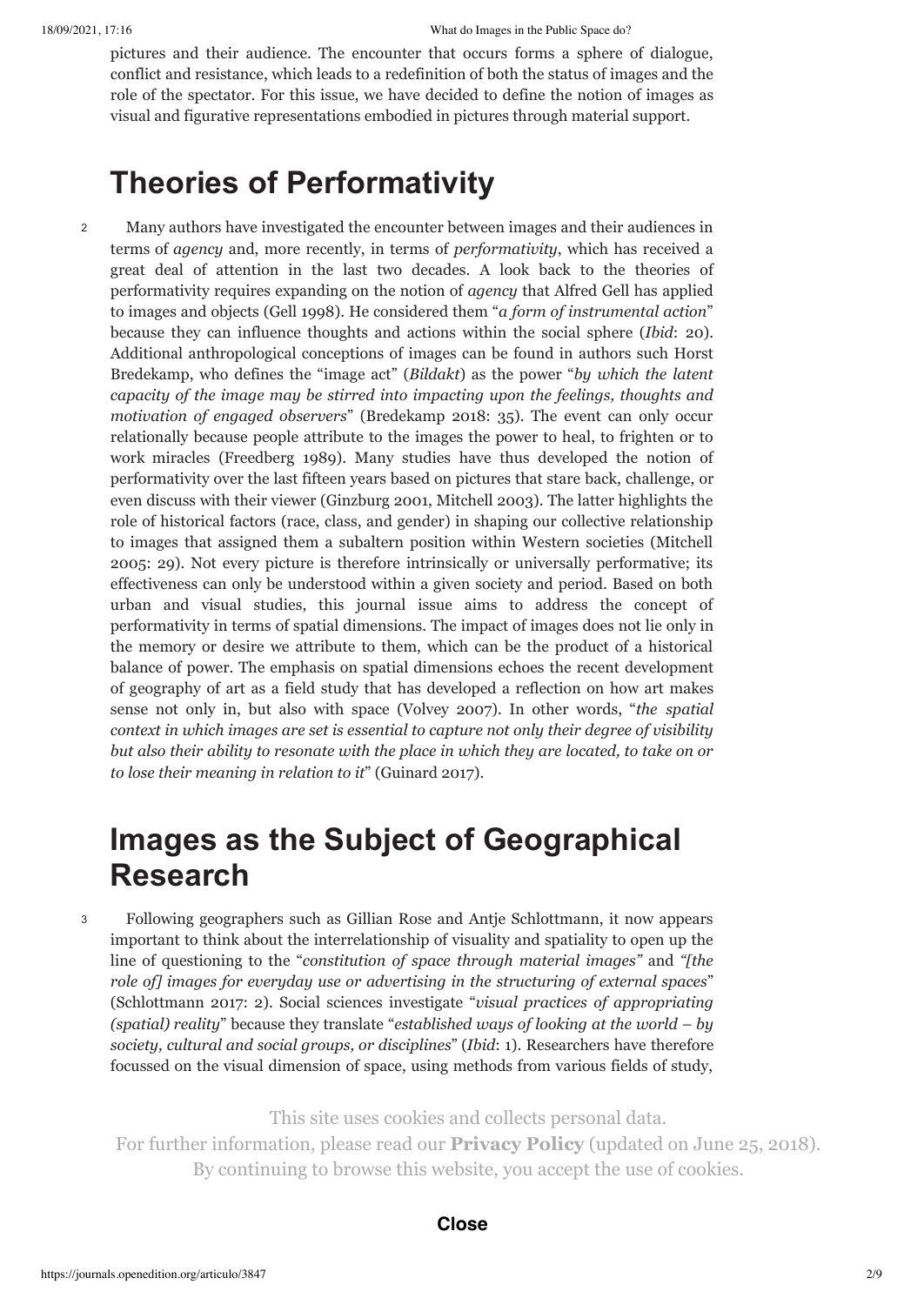pictures and their audience. The encounter that occurs forms a sphere of dialogue, conflict and resistance, which leads to a redefinition of both the status of images and the role of the spectator. For this issue, we have decided to define the notion of images as visual and figurative representations embodied in pictures through material support.

## Theories of Performativity

2 Many authors have investigated the encounter between images and their audiences in terms of *agency* and, more recently, in terms of *performativity*, which has received a great deal of attention in the last two decades. A look back to the theories of performativity requires expanding on the notion of *agency* that Alfred Gell has applied to images and objects (Gell 1998). He considered them "*a form of instrumental action*" because they can influence thoughts and actions within the social sphere (*Ibid*: 20). Additional anthropological conceptions of images can be found in authors such Horst Bredekamp, who defines the "image act" (*Bildakt*) as the power "*by which the latent capacity of the image may be stirred into impacting upon the feelings, thoughts and motivation of engaged observers*" (Bredekamp 2018: 35). The event can only occur relationally because people attribute to the images the power to heal, to frighten or to work miracles (Freedberg 1989). Many studies have thus developed the notion of performativity over the last fifteen years based on pictures that stare back, challenge, or even discuss with their viewer (Ginzburg 2001, Mitchell 2003). The latter highlights the role of historical factors (race, class, and gender) in shaping our collective relationship to images that assigned them a subaltern position within Western societies (Mitchell 2005: 29). Not every picture is therefore intrinsically or universally performative; its effectiveness can only be understood within a given society and period. Based on both urban and visual studies, this journal issue aims to address the concept of performativity in terms of spatial dimensions. The impact of images does not lie only in the memory or desire we attribute to them, which can be the product of a historical balance of power. The emphasis on spatial dimensions echoes the recent development of geography of art as a field study that has developed a reflection on how art makes sense not only in, but also with space (Volvey 2007). In other words, "*the spatial context in which images are set is essential to capture not only their degree of visibility but also their ability to resonate with the place in which they are located, to take on or to lose their meaning in relation to it*" (Guinard 2017).

## Images as the Subject of Geographical Research

3 Following geographers such as Gillian Rose and Antje Schlottmann, it now appears important to think about the interrelationship of visuality and spatiality to open up the line of questioning to the "*constitution of space through material images*" and *"[the role of] images for everyday use or advertising in the structuring of external spaces*" (Schlottmann 2017: 2). Social sciences investigate "*visual practices of appropriating (spatial) reality*" because they translate "*established ways of looking at the world – by society, cultural and social groups, or disciplines*" (*Ibid*: 1). Researchers have therefore focussed on the visual dimension of space, using methods from various fields of study,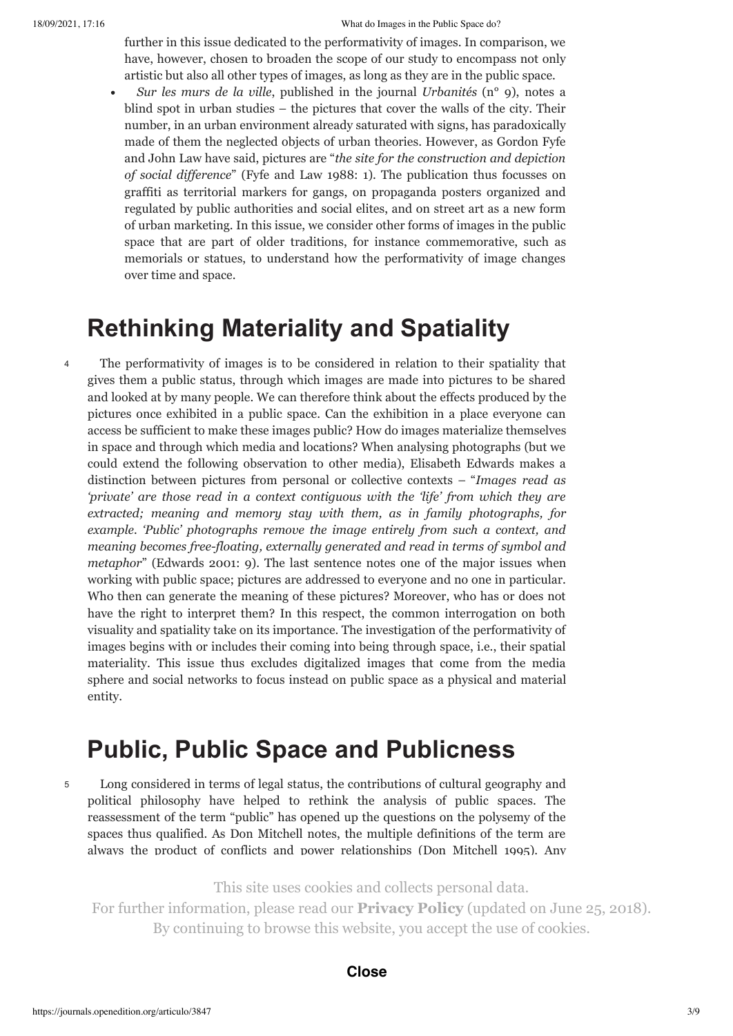further in this issue dedicated to the performativity of images. In comparison, we have, however, chosen to broaden the scope of our study to encompass not only artistic but also all other types of images, as long as they are in the public space.

- *Sur les murs de la ville*, published in the journal *Urbanités* (n° 9), notes a blind spot in urban studies – the pictures that cover the walls of the city. Their number, in an urban environment already saturated with signs, has paradoxically made of them the neglected objects of urban theories. However, as Gordon Fyfe and John Law have said, pictures are "*the site for the construction and depiction of social difference*" (Fyfe and Law 1988: 1). The publication thus focusses on graffiti as territorial markers for gangs, on propaganda posters organized and regulated by public authorities and social elites, and on street art as a new form of urban marketing. In this issue, we consider other forms of images in the public space that are part of older traditions, for instance commemorative, such as memorials or statues, to understand how the performativity of image changes over time and space.

## Rethinking Materiality and Spatiality

4 The performativity of images is to be considered in relation to their spatiality that gives them a public status, through which images are made into pictures to be shared and looked at by many people. We can therefore think about the effects produced by the pictures once exhibited in a public space. Can the exhibition in a place everyone can access be sufficient to make these images public? How do images materialize themselves in space and through which media and locations? When analysing photographs (but we could extend the following observation to other media), Elisabeth Edwards makes a distinction between pictures from personal or collective contexts – "*Images read as 'private' are those read in a context contiguous with the 'life' from which they are extracted; meaning and memory stay with them, as in family photographs, for example. 'Public' photographs remove the image entirely from such a context, and meaning becomes free-floating, externally generated and read in terms of symbol and metaphor*" (Edwards 2001: 9). The last sentence notes one of the major issues when working with public space; pictures are addressed to everyone and no one in particular. Who then can generate the meaning of these pictures? Moreover, who has or does not have the right to interpret them? In this respect, the common interrogation on both visuality and spatiality take on its importance. The investigation of the performativity of images begins with or includes their coming into being through space, i.e., their spatial materiality. This issue thus excludes digitalized images that come from the media sphere and social networks to focus instead on public space as a physical and material entity.

## Public, Public Space and Publicness

5 Long considered in terms of legal status, the contributions of cultural geography and political philosophy have helped to rethink the analysis of public spaces. The reassessment of the term "public" has opened up the questions on the polysemy of the spaces thus qualified. As Don Mitchell notes, the multiple definitions of the term are always the product of conflicts and power relationships (Don Mitchell 1995). Any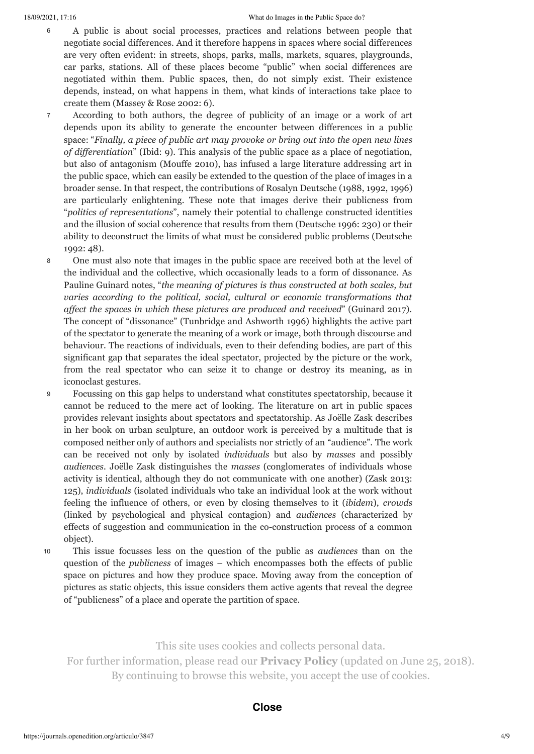6 A public is about social processes, practices and relations between people that negotiate social differences. And it therefore happens in spaces where social differences are very often evident: in streets, shops, parks, malls, markets, squares, playgrounds, car parks, stations. All of these places become "public" when social differences are negotiated within them. Public spaces, then, do not simply exist. Their existence depends, instead, on what happens in them, what kinds of interactions take place to create them (Massey & Rose 2002: 6).

7 According to both authors, the degree of publicity of an image or a work of art depends upon its ability to generate the encounter between differences in a public space: "*Finally, a piece of public art may provoke or bring out into the open new lines of differentiation*" (Ibid: 9). This analysis of the public space as a place of negotiation, but also of antagonism (Mouffe 2010), has infused a large literature addressing art in the public space, which can easily be extended to the question of the place of images in a broader sense. In that respect, the contributions of Rosalyn Deutsche (1988, 1992, 1996) are particularly enlightening. These note that images derive their publicness from "*politics of representations*", namely their potential to challenge constructed identities and the illusion of social coherence that results from them (Deutsche 1996: 230) or their ability to deconstruct the limits of what must be considered public problems (Deutsche 1992: 48).

8 One must also note that images in the public space are received both at the level of the individual and the collective, which occasionally leads to a form of dissonance. As Pauline Guinard notes, "*the meaning of pictures is thus constructed at both scales, but varies according to the political, social, cultural or economic transformations that affect the spaces in which these pictures are produced and received*" (Guinard 2017). The concept of "dissonance" (Tunbridge and Ashworth 1996) highlights the active part of the spectator to generate the meaning of a work or image, both through discourse and behaviour. The reactions of individuals, even to their defending bodies, are part of this significant gap that separates the ideal spectator, projected by the picture or the work, from the real spectator who can seize it to change or destroy its meaning, as in iconoclast gestures.

9 Focussing on this gap helps to understand what constitutes spectatorship, because it cannot be reduced to the mere act of looking. The literature on art in public spaces provides relevant insights about spectators and spectatorship. As Joëlle Zask describes in her book on urban sculpture, an outdoor work is perceived by a multitude that is composed neither only of authors and specialists nor strictly of an "audience". The work can be received not only by isolated *individuals* but also by *masses* and possibly *audiences*. Joëlle Zask distinguishes the *masses* (conglomerates of individuals whose activity is identical, although they do not communicate with one another) (Zask 2013: 125), *individuals* (isolated individuals who take an individual look at the work without feeling the influence of others, or even by closing themselves to it (*ibidem*), *crowds* (linked by psychological and physical contagion) and *audiences* (characterized by effects of suggestion and communication in the co-construction process of a common object).

10 This issue focusses less on the question of the public as *audiences* than on the question of the *publicness* of images – which encompasses both the effects of public space on pictures and how they produce space. Moving away from the conception of pictures as static objects, this issue considers them active agents that reveal the degree of "publicness" of a place and operate the partition of space.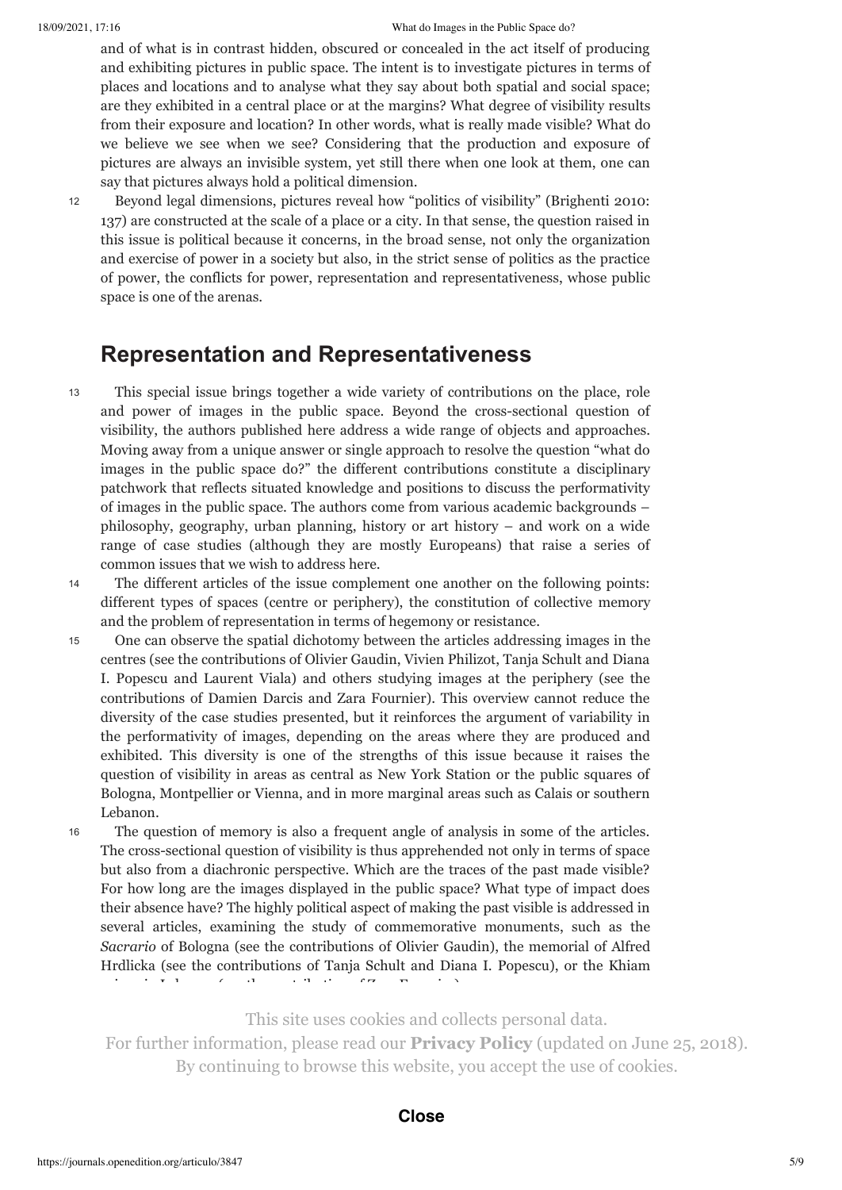and of what is in contrast hidden, obscured or concealed in the act itself of producing and exhibiting pictures in public space. The intent is to investigate pictures in terms of places and locations and to analyse what they say about both spatial and social space; are they exhibited in a central place or at the margins? What degree of visibility results from their exposure and location? In other words, what is really made visible? What do we believe we see when we see? Considering that the production and exposure of pictures are always an invisible system, yet still there when one look at them, one can say that pictures always hold a political dimension.

12 Beyond legal dimensions, pictures reveal how "politics of visibility" (Brighenti 2010: 137) are constructed at the scale of a place or a city. In that sense, the question raised in this issue is political because it concerns, in the broad sense, not only the organization and exercise of power in a society but also, in the strict sense of politics as the practice of power, the conflicts for power, representation and representativeness, whose public space is one of the arenas.

## Representation and Representativeness

13 This special issue brings together a wide variety of contributions on the place, role and power of images in the public space. Beyond the cross-sectional question of visibility, the authors published here address a wide range of objects and approaches. Moving away from a unique answer or single approach to resolve the question "what do images in the public space do?" the different contributions constitute a disciplinary patchwork that reflects situated knowledge and positions to discuss the performativity of images in the public space. The authors come from various academic backgrounds – philosophy, geography, urban planning, history or art history – and work on a wide range of case studies (although they are mostly Europeans) that raise a series of common issues that we wish to address here.

14 The different articles of the issue complement one another on the following points: different types of spaces (centre or periphery), the constitution of collective memory and the problem of representation in terms of hegemony or resistance.

15 One can observe the spatial dichotomy between the articles addressing images in the centres (see the contributions of Olivier Gaudin, Vivien Philizot, Tanja Schult and Diana I. Popescu and Laurent Viala) and others studying images at the periphery (see the contributions of Damien Darcis and Zara Fournier). This overview cannot reduce the diversity of the case studies presented, but it reinforces the argument of variability in the performativity of images, depending on the areas where they are produced and exhibited. This diversity is one of the strengths of this issue because it raises the question of visibility in areas as central as New York Station or the public squares of Bologna, Montpellier or Vienna, and in more marginal areas such as Calais or southern Lebanon.

16 The question of memory is also a frequent angle of analysis in some of the articles. The cross-sectional question of visibility is thus apprehended not only in terms of space but also from a diachronic perspective. Which are the traces of the past made visible? For how long are the images displayed in the public space? What type of impact does their absence have? The highly political aspect of making the past visible is addressed in several articles, examining the study of commemorative monuments, such as the *Sacrario* of Bologna (see the contributions of Olivier Gaudin), the memorial of Alfred Hrdlicka (see the contributions of Tanja Schult and Diana I. Popescu), or the Khiam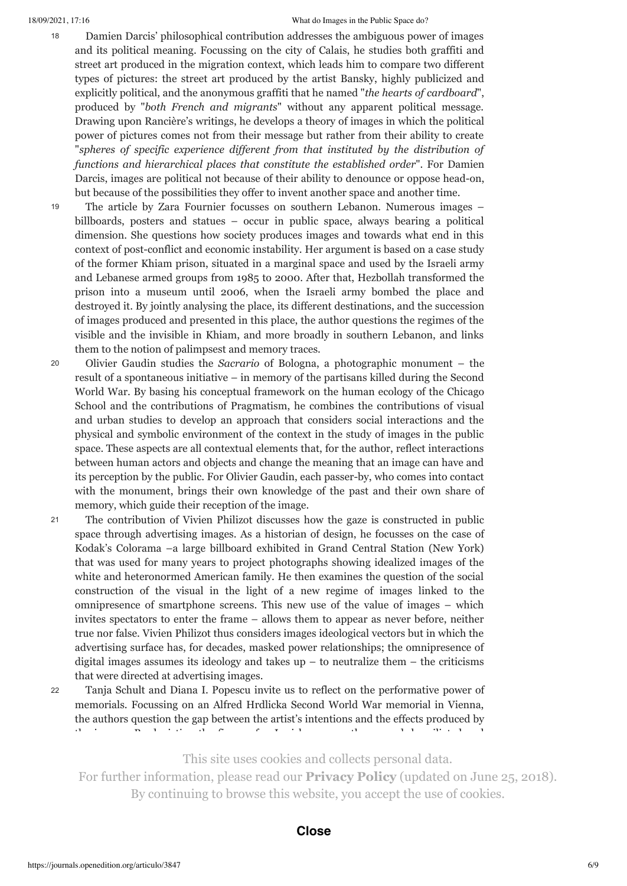18 Damien Darcis' philosophical contribution addresses the ambiguous power of images and its political meaning. Focussing on the city of Calais, he studies both graffiti and street art produced in the migration context, which leads him to compare two different types of pictures: the street art produced by the artist Bansky, highly publicized and explicitly political, and the anonymous graffiti that he named "*the hearts of cardboard*", produced by "*both French and migrants*" without any apparent political message. Drawing upon Rancière's writings, he develops a theory of images in which the political power of pictures comes not from their message but rather from their ability to create "*spheres of specific experience different from that instituted by the distribution of functions and hierarchical places that constitute the established order*". For Damien Darcis, images are political not because of their ability to denounce or oppose head-on, but because of the possibilities they offer to invent another space and another time.

19 The article by Zara Fournier focusses on southern Lebanon. Numerous images – billboards, posters and statues – occur in public space, always bearing a political dimension. She questions how society produces images and towards what end in this context of post-conflict and economic instability. Her argument is based on a case study of the former Khiam prison, situated in a marginal space and used by the Israeli army and Lebanese armed groups from 1985 to 2000. After that, Hezbollah transformed the prison into a museum until 2006, when the Israeli army bombed the place and destroyed it. By jointly analysing the place, its different destinations, and the succession of images produced and presented in this place, the author questions the regimes of the visible and the invisible in Khiam, and more broadly in southern Lebanon, and links them to the notion of palimpsest and memory traces.

20 Olivier Gaudin studies the *Sacrario* of Bologna, a photographic monument – the result of a spontaneous initiative – in memory of the partisans killed during the Second World War. By basing his conceptual framework on the human ecology of the Chicago School and the contributions of Pragmatism, he combines the contributions of visual and urban studies to develop an approach that considers social interactions and the physical and symbolic environment of the context in the study of images in the public space. These aspects are all contextual elements that, for the author, reflect interactions between human actors and objects and change the meaning that an image can have and its perception by the public. For Olivier Gaudin, each passer-by, who comes into contact with the monument, brings their own knowledge of the past and their own share of memory, which guide their reception of the image.

21 The contribution of Vivien Philizot discusses how the gaze is constructed in public space through advertising images. As a historian of design, he focusses on the case of Kodak's Colorama –a large billboard exhibited in Grand Central Station (New York) that was used for many years to project photographs showing idealized images of the white and heteronormed American family. He then examines the question of the social construction of the visual in the light of a new regime of images linked to the omnipresence of smartphone screens. This new use of the value of images – which invites spectators to enter the frame – allows them to appear as never before, neither true nor false. Vivien Philizot thus considers images ideological vectors but in which the advertising surface has, for decades, masked power relationships; the omnipresence of digital images assumes its ideology and takes up – to neutralize them – the criticisms that were directed at advertising images.

22 Tanja Schult and Diana I. Popescu invite us to reflect on the performative power of memorials. Focussing on an Alfred Hrdlicka Second World War memorial in Vienna, the authors question the gap between the artist's intentions and the effects produced by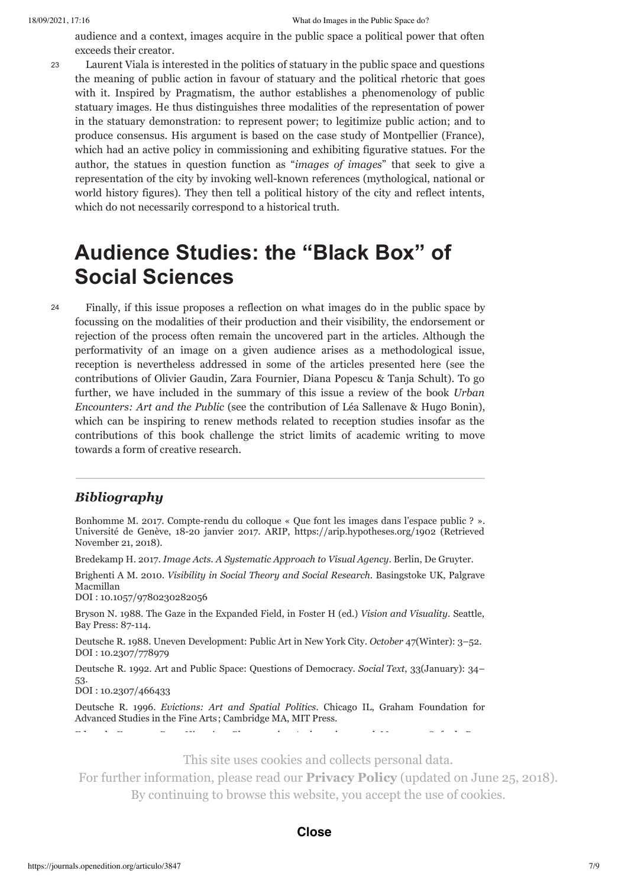audience and a context, images acquire in the public space a political power that often exceeds their creator.

23 Laurent Viala is interested in the politics of statuary in the public space and questions the meaning of public action in favour of statuary and the political rhetoric that goes with it. Inspired by Pragmatism, the author establishes a phenomenology of public statuary images. He thus distinguishes three modalities of the representation of power in the statuary demonstration: to represent power; to legitimize public action; and to produce consensus. His argument is based on the case study of Montpellier (France), which had an active policy in commissioning and exhibiting figurative statues. For the author, the statues in question function as "*images of images*" that seek to give a representation of the city by invoking well-known references (mythological, national or world history figures). They then tell a political history of the city and reflect intents, which do not necessarily correspond to a historical truth.

## Audience Studies: the "Black Box" of Social Sciences

24 Finally, if this issue proposes a reflection on what images do in the public space by focussing on the modalities of their production and their visibility, the endorsement or rejection of the process often remain the uncovered part in the articles. Although the performativity of an image on a given audience arises as a methodological issue, reception is nevertheless addressed in some of the articles presented here (see the contributions of Olivier Gaudin, Zara Fournier, Diana Popescu & Tanja Schult). To go further, we have included in the summary of this issue a review of the book *Urban Encounters: Art and the Public* (see the contribution of Léa Sallenave & Hugo Bonin), which can be inspiring to renew methods related to reception studies insofar as the contributions of this book challenge the strict limits of academic writing to move towards a form of creative research.

### *Bibliography*

Bonhomme M. 2017. Compte-rendu du colloque « Que font les images dans l'espace public ? ». Université de Genève, 18-20 janvier 2017. ARIP, https://arip.hypotheses.org/1902 (Retrieved November 21, 2018).

Bredekamp H. 2017. *Image Acts. A Systematic Approach to Visual Agency.* Berlin, De Gruyter.

Brighenti A M. 2010. *Visibility in Social Theory and Social Research.* Basingstoke UK, Palgrave Macmillan
DOI : 10.1057/9780230282056

Bryson N. 1988. The Gaze in the Expanded Field, in Foster H (ed.) *Vision and Visuality.* Seattle, Bay Press: 87-114.

Deutsche R. 1988. Uneven Development: Public Art in New York City. *October* 47(Winter): 3–52.
DOI : 10.2307/778979

Deutsche R. 1992. Art and Public Space: Questions of Democracy. *Social Text,* 33(January): 34–53.
DOI : 10.2307/466433

Deutsche R. 1996. *Evictions: Art and Spatial Politics.* Chicago IL, Graham Foundation for Advanced Studies in the Fine Arts; Cambridge MA, MIT Press.

This site uses cookies and collects personal data.
For further information, please read our **Privacy Policy** (updated on June 25, 2018).
By continuing to browse this website, you accept the use of cookies.

**Close**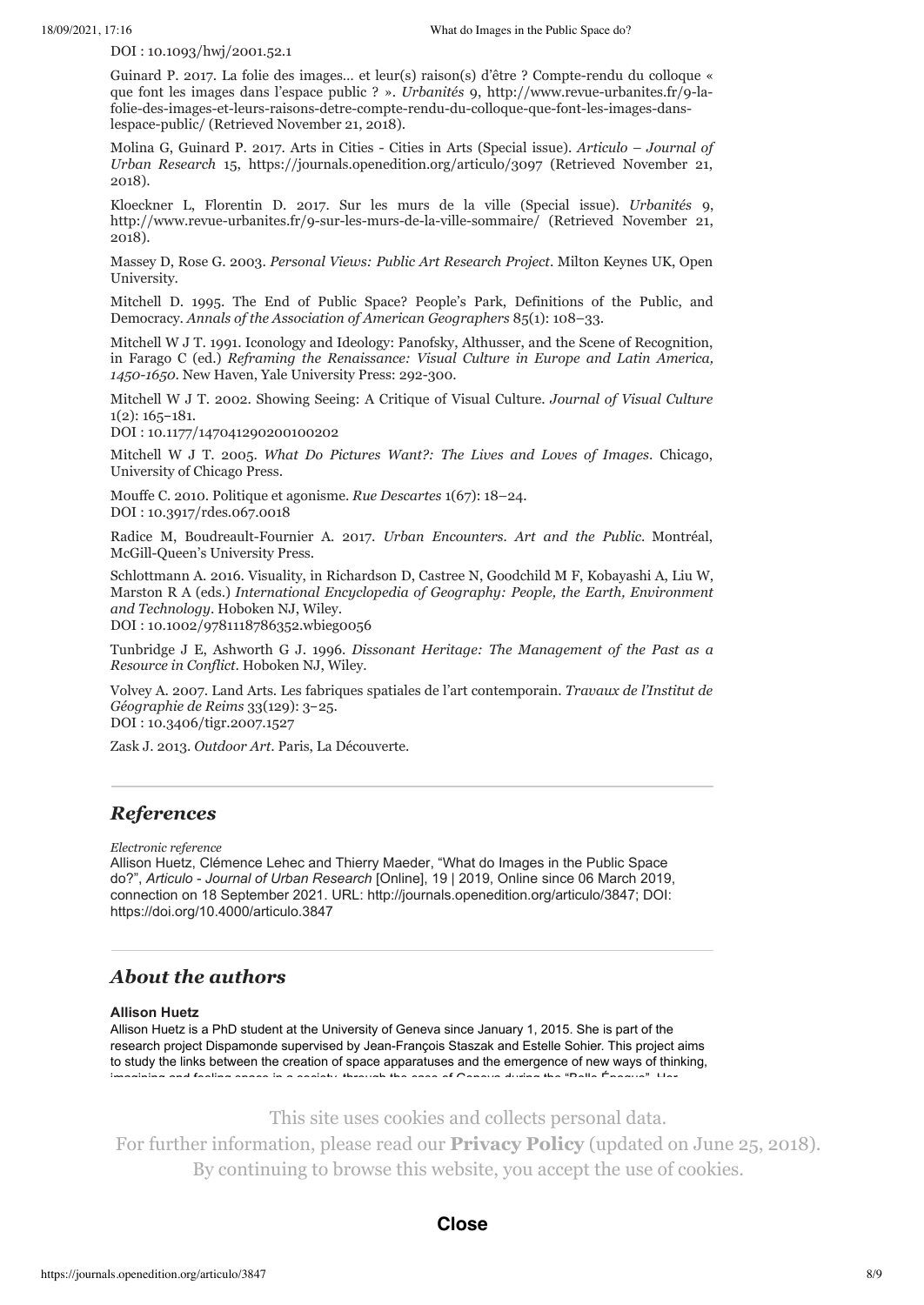DOI : 10.1093/hwj/2001.52.1

Guinard P. 2017. La folie des images… et leur(s) raison(s) d'être ? Compte-rendu du colloque « que font les images dans l'espace public ? ». *Urbanités* 9, http://www.revue-urbanites.fr/9-la-folie-des-images-et-leurs-raisons-detre-compte-rendu-du-colloque-que-font-les-images-dans-lespace-public/ (Retrieved November 21, 2018).

Molina G, Guinard P. 2017. Arts in Cities - Cities in Arts (Special issue). *Articulo – Journal of Urban Research* 15, https://journals.openedition.org/articulo/3097 (Retrieved November 21, 2018).

Kloeckner L, Florentin D. 2017. Sur les murs de la ville (Special issue). *Urbanités* 9, http://www.revue-urbanites.fr/9-sur-les-murs-de-la-ville-sommaire/ (Retrieved November 21, 2018).

Massey D, Rose G. 2003. *Personal Views: Public Art Research Project*. Milton Keynes UK, Open University.

Mitchell D. 1995. The End of Public Space? People's Park, Definitions of the Public, and Democracy. *Annals of the Association of American Geographers* 85(1): 108–33.

Mitchell W J T. 1991. Iconology and Ideology: Panofsky, Althusser, and the Scene of Recognition, in Farago C (ed.) *Reframing the Renaissance: Visual Culture in Europe and Latin America, 1450-1650*. New Haven, Yale University Press: 292-300.

Mitchell W J T. 2002. Showing Seeing: A Critique of Visual Culture. *Journal of Visual Culture* 1(2): 165–181.
DOI : 10.1177/147041290200100202

Mitchell W J T. 2005. *What Do Pictures Want?: The Lives and Loves of Images*. Chicago, University of Chicago Press.

Mouffe C. 2010. Politique et agonisme. *Rue Descartes* 1(67): 18–24.
DOI : 10.3917/rdes.067.0018

Radice M, Boudreault-Fournier A. 2017. *Urban Encounters. Art and the Public*. Montréal, McGill-Queen's University Press.

Schlottmann A. 2016. Visuality, in Richardson D, Castree N, Goodchild M F, Kobayashi A, Liu W, Marston R A (eds.) *International Encyclopedia of Geography: People, the Earth, Environment and Technology*. Hoboken NJ, Wiley.
DOI : 10.1002/9781118786352.wbieg0056

Tunbridge J E, Ashworth G J. 1996. *Dissonant Heritage: The Management of the Past as a Resource in Conflict*. Hoboken NJ, Wiley.

Volvey A. 2007. Land Arts. Les fabriques spatiales de l'art contemporain. *Travaux de l'Institut de Géographie de Reims* 33(129): 3–25.
DOI : 10.3406/tigr.2007.1527

Zask J. 2013. *Outdoor Art*. Paris, La Découverte.

## *References*

*Electronic reference*

Allison Huetz, Clémence Lehec and Thierry Maeder, "What do Images in the Public Space do?", *Articulo - Journal of Urban Research* [Online], 19 | 2019, Online since 06 March 2019, connection on 18 September 2021. URL: http://journals.openedition.org/articulo/3847; DOI: https://doi.org/10.4000/articulo.3847

## *About the authors*

**Allison Huetz**

Allison Huetz is a PhD student at the University of Geneva since January 1, 2015. She is part of the research project Dispamonde supervised by Jean-François Staszak and Estelle Sohier. This project aims to study the links between the creation of space apparatuses and the emergence of new ways of thinking,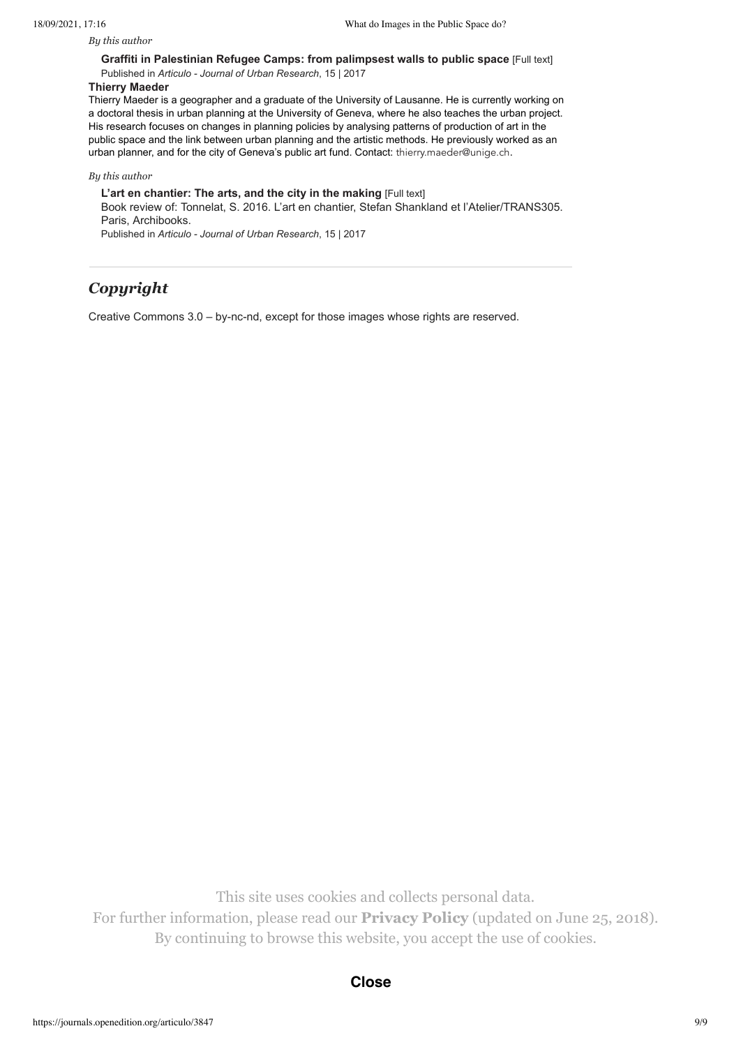*By this author*

**Graffiti in Palestinian Refugee Camps: from palimpsest walls to public space** [Full text]
Published in *Articulo - Journal of Urban Research*, 15 | 2017

**Thierry Maeder**

Thierry Maeder is a geographer and a graduate of the University of Lausanne. He is currently working on a doctoral thesis in urban planning at the University of Geneva, where he also teaches the urban project. His research focuses on changes in planning policies by analysing patterns of production of art in the public space and the link between urban planning and the artistic methods. He previously worked as an urban planner, and for the city of Geneva's public art fund. Contact: thierry.maeder@unige.ch.

*By this author*

**L'art en chantier: The arts, and the city in the making** [Full text]
Book review of: Tonnelat, S. 2016. L'art en chantier, Stefan Shankland et l'Atelier/TRANS305. Paris, Archibooks.
Published in *Articulo - Journal of Urban Research*, 15 | 2017

## *Copyright*

Creative Commons 3.0 – by-nc-nd, except for those images whose rights are reserved.

This site uses cookies and collects personal data.
For further information, please read our **Privacy Policy** (updated on June 25, 2018).
By continuing to browse this website, you accept the use of cookies.

**Close**